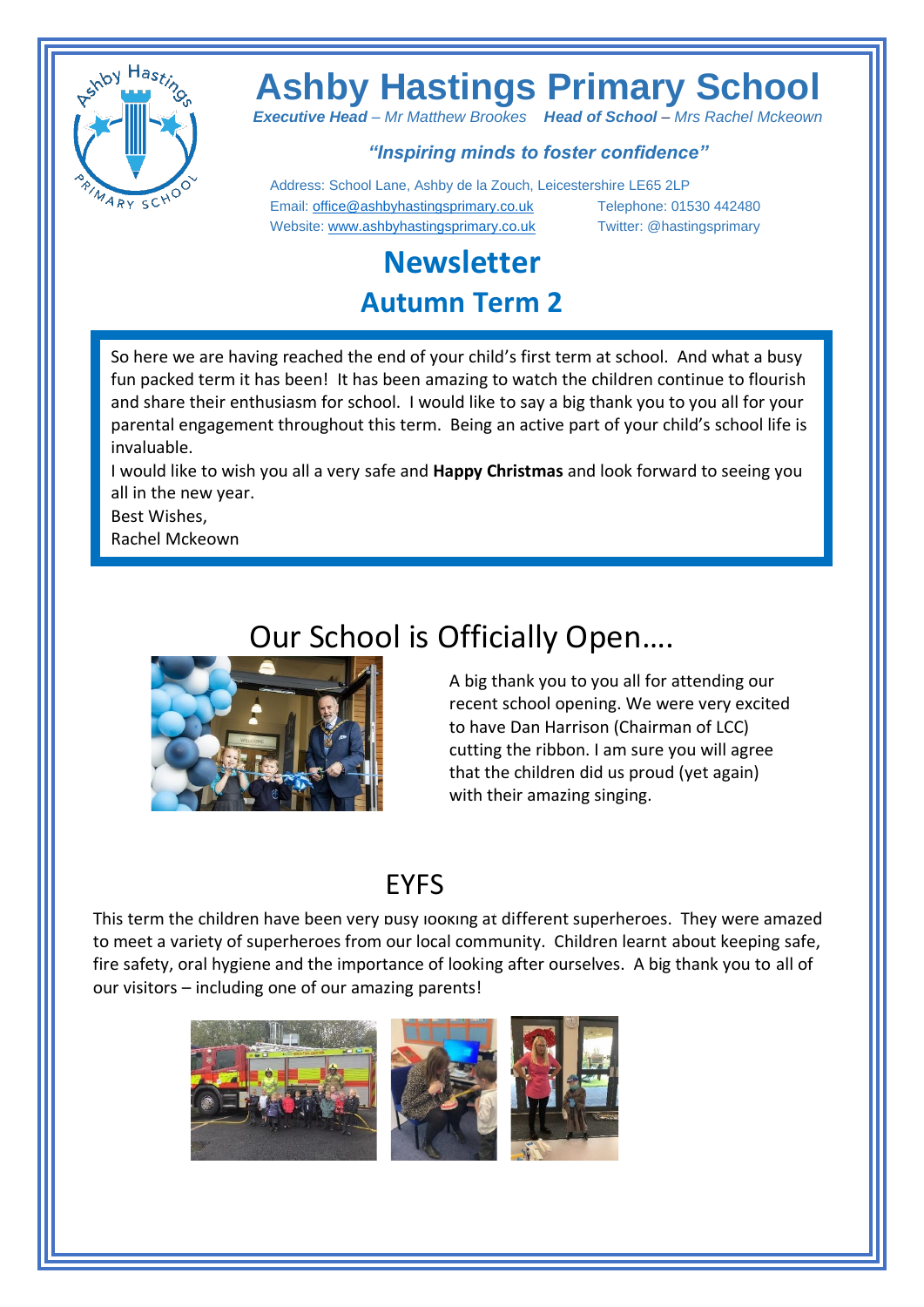# Ashby Hastings Primary School

***Executive Head*** *– Mr Matthew Brookes* ***Head of School*** *– Mrs Rachel Mckeown*

***"Inspiring minds to foster confidence"***

Address: School Lane, Ashby de la Zouch, Leicestershire LE65 2LP
Email: office@ashbyhastingsprimary.co.uk Telephone: 01530 442480
Website: www.ashbyhastingsprimary.co.uk Twitter: @hastingsprimary

## Newsletter
## Autumn Term 2

So here we are having reached the end of your child's first term at school. And what a busy fun packed term it has been! It has been amazing to watch the children continue to flourish and share their enthusiasm for school. I would like to say a big thank you to you all for your parental engagement throughout this term. Being an active part of your child's school life is invaluable.

I would like to wish you all a very safe and **Happy Christmas** and look forward to seeing you all in the new year.

Best Wishes,
Rachel Mckeown

## Our School is Officially Open….

A big thank you to you all for attending our recent school opening. We were very excited to have Dan Harrison (Chairman of LCC) cutting the ribbon. I am sure you will agree that the children did us proud (yet again) with their amazing singing.

## EYFS

This term the children have been very busy looking at different superheroes. They were amazed to meet a variety of superheroes from our local community. Children learnt about keeping safe, fire safety, oral hygiene and the importance of looking after ourselves. A big thank you to all of our visitors – including one of our amazing parents!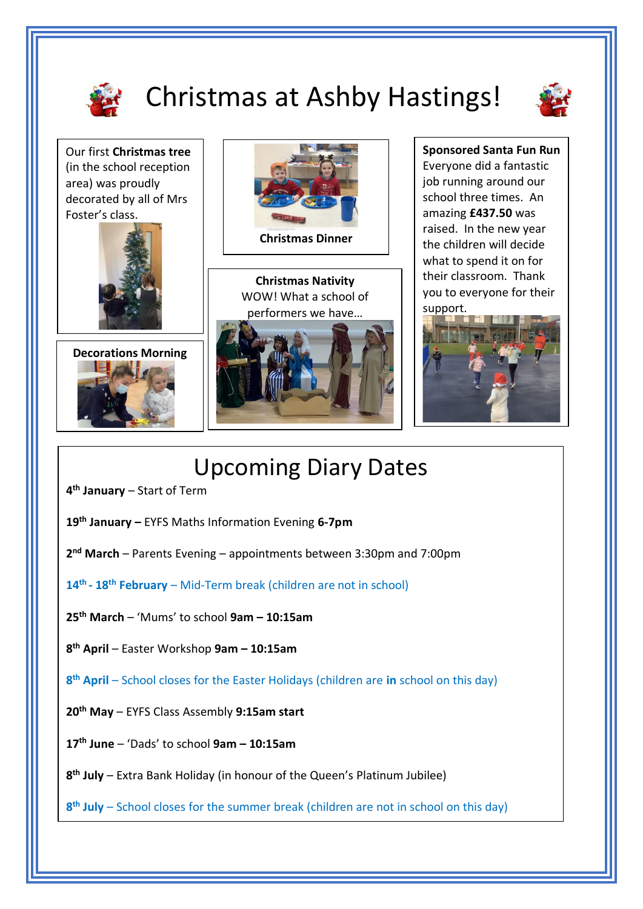# Christmas at Ashby Hastings!

Our first **Christmas tree** (in the school reception area) was proudly decorated by all of Mrs Foster's class.

**Decorations Morning**

**Christmas Dinner**

**Christmas Nativity**
WOW! What a school of performers we have…

**Sponsored Santa Fun Run**
Everyone did a fantastic job running around our school three times. An amazing **£437.50** was raised. In the new year the children will decide what to spend it on for their classroom. Thank you to everyone for their support.

## Upcoming Diary Dates

**4th January** – Start of Term

**19th January –** EYFS Maths Information Evening **6-7pm**

**2nd March** – Parents Evening – appointments between 3:30pm and 7:00pm

**14th - 18th February** – Mid-Term break (children are not in school)

**25th March** – 'Mums' to school **9am – 10:15am**

**8th April** – Easter Workshop **9am – 10:15am**

**8th April** – School closes for the Easter Holidays (children are **in** school on this day)

**20th May** – EYFS Class Assembly **9:15am start**

**17th June** – 'Dads' to school **9am – 10:15am**

**8th July** – Extra Bank Holiday (in honour of the Queen's Platinum Jubilee)

**8th July** – School closes for the summer break (children are not in school on this day)